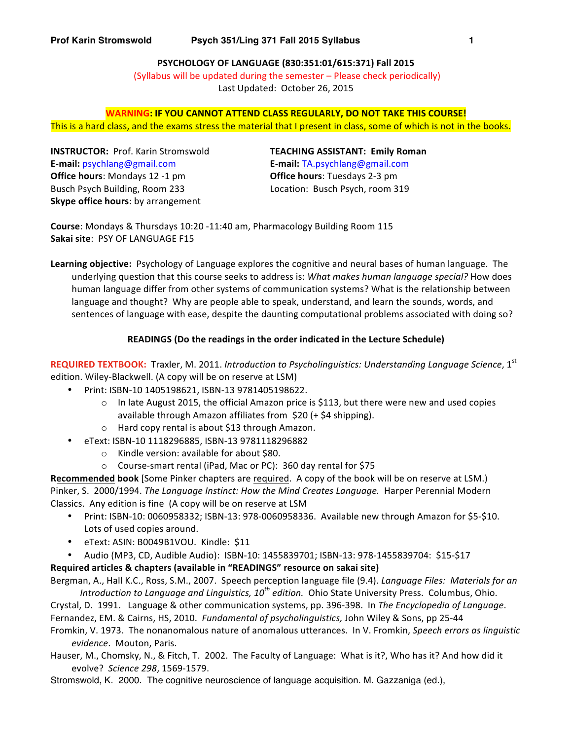# PSYCHOLOGY OF LANGUAGE (830:351:01/615:371) Fall 2015

(Syllabus will be updated during the semester – Please check periodically)

Last Updated: October 26, 2015

**WARNING: IF YOU CANNOT ATTEND CLASS REGULARLY, DO NOT TAKE THIS COURSE!**

This is a hard class, and the exams stress the material that I present in class, some of which is not in the books.

**INSTRUCTOR:** Prof. Karin Stromswold
**E-mail:** psychlang@gmail.com
**Office hours**: Mondays 12 -1 pm
Busch Psych Building, Room 233
**Skype office hours**: by arrangement

**TEACHING ASSISTANT: Emily Roman**
**E-mail:** TA.psychlang@gmail.com
**Office hours**: Tuesdays 2-3 pm
Location: Busch Psych, room 319

**Course**: Mondays & Thursdays 10:20 -11:40 am, Pharmacology Building Room 115
**Sakai site**: PSY OF LANGUAGE F15

**Learning objective:** Psychology of Language explores the cognitive and neural bases of human language. The underlying question that this course seeks to address is: *What makes human language special?* How does human language differ from other systems of communication systems? What is the relationship between language and thought? Why are people able to speak, understand, and learn the sounds, words, and sentences of language with ease, despite the daunting computational problems associated with doing so?

## READINGS (Do the readings in the order indicated in the Lecture Schedule)

**REQUIRED TEXTBOOK:** Traxler, M. 2011. *Introduction to Psycholinguistics: Understanding Language Science*, 1st edition. Wiley-Blackwell. (A copy will be on reserve at LSM)

- Print: ISBN-10 1405198621, ISBN-13 9781405198622.
  - In late August 2015, the official Amazon price is $113, but there were new and used copies available through Amazon affiliates from $20 (+ $4 shipping).
  - Hard copy rental is about $13 through Amazon.
- eText: ISBN-10 1118296885, ISBN-13 9781118296882
  - Kindle version: available for about $80.
  - Course-smart rental (iPad, Mac or PC): 360 day rental for $75

**Recommended book** [Some Pinker chapters are required. A copy of the book will be on reserve at LSM.)
Pinker, S. 2000/1994. *The Language Instinct: How the Mind Creates Language.* Harper Perennial Modern Classics. Any edition is fine (A copy will be on reserve at LSM

- Print: ISBN-10: 0060958332; ISBN-13: 978-0060958336. Available new through Amazon for $5-$10. Lots of used copies around.
- eText: ASIN: B0049B1VOU. Kindle: $11
- Audio (MP3, CD, Audible Audio): ISBN-10: 1455839701; ISBN-13: 978-1455839704: $15-$17

**Required articles & chapters (available in "READINGS" resource on sakai site)**

Bergman, A., Hall K.C., Ross, S.M., 2007. Speech perception language file (9.4). *Language Files: Materials for an Introduction to Language and Linguistics, 10th edition.* Ohio State University Press. Columbus, Ohio.

Crystal, D. 1991. Language & other communication systems, pp. 396-398. In *The Encyclopedia of Language*.

Fernandez, EM. & Cairns, HS, 2010. *Fundamental of psycholinguistics,* John Wiley & Sons, pp 25-44

Fromkin, V. 1973. The nonanomalous nature of anomalous utterances. In V. Fromkin, *Speech errors as linguistic evidence*. Mouton, Paris.

Hauser, M., Chomsky, N., & Fitch, T. 2002. The Faculty of Language: What is it?, Who has it? And how did it evolve? *Science 298*, 1569-1579.

Stromswold, K. 2000. The cognitive neuroscience of language acquisition. M. Gazzaniga (ed.),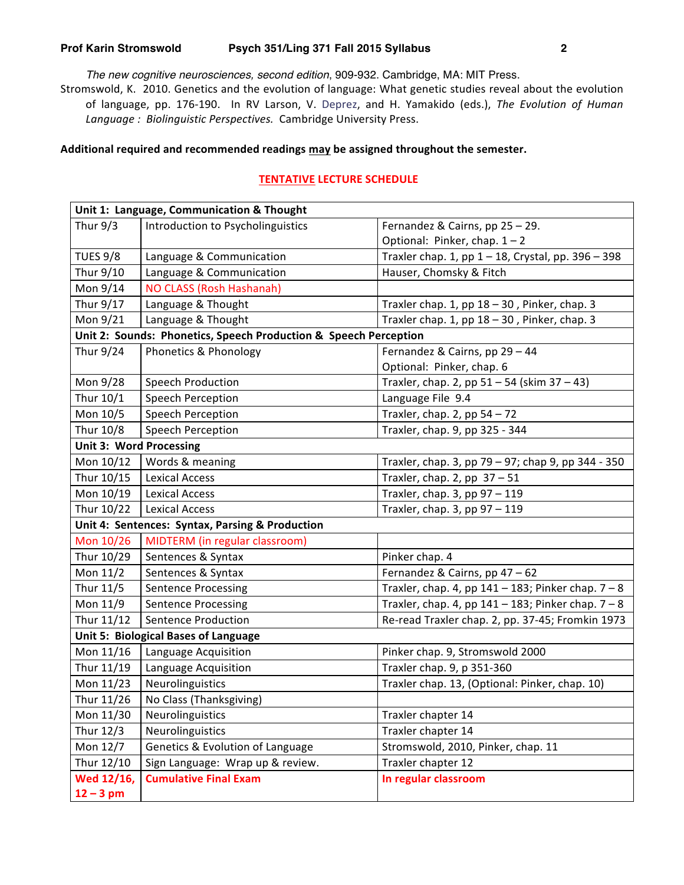*The new cognitive neurosciences, second edition*, 909-932. Cambridge, MA: MIT Press.

Stromswold, K. 2010. Genetics and the evolution of language: What genetic studies reveal about the evolution of language, pp. 176-190. In RV Larson, V. Deprez, and H. Yamakido (eds.), *The Evolution of Human Language : Biolinguistic Perspectives.* Cambridge University Press.

**Additional required and recommended readings may be assigned throughout the semester.**

## TENTATIVE LECTURE SCHEDULE

| **Unit 1: Language, Communication & Thought** | | |
|---|---|---|
| Thur 9/3 | Introduction to Psycholinguistics | Fernandez & Cairns, pp 25 – 29.<br>Optional: Pinker, chap. 1 – 2 |
| TUES 9/8 | Language & Communication | Traxler chap. 1, pp 1 – 18, Crystal, pp. 396 – 398 |
| Thur 9/10 | Language & Communication | Hauser, Chomsky & Fitch |
| Mon 9/14 | NO CLASS (Rosh Hashanah) | |
| Thur 9/17 | Language & Thought | Traxler chap. 1, pp 18 – 30 , Pinker, chap. 3 |
| Mon 9/21 | Language & Thought | Traxler chap. 1, pp 18 – 30 , Pinker, chap. 3 |
| **Unit 2: Sounds: Phonetics, Speech Production & Speech Perception** | | |
| Thur 9/24 | Phonetics & Phonology | Fernandez & Cairns, pp 29 – 44<br>Optional: Pinker, chap. 6 |
| Mon 9/28 | Speech Production | Traxler, chap. 2, pp 51 – 54 (skim 37 – 43) |
| Thur 10/1 | Speech Perception | Language File 9.4 |
| Mon 10/5 | Speech Perception | Traxler, chap. 2, pp 54 – 72 |
| Thur 10/8 | Speech Perception | Traxler, chap. 9, pp 325 - 344 |
| **Unit 3: Word Processing** | | |
| Mon 10/12 | Words & meaning | Traxler, chap. 3, pp 79 – 97; chap 9, pp 344 - 350 |
| Thur 10/15 | Lexical Access | Traxler, chap. 2, pp 37 – 51 |
| Mon 10/19 | Lexical Access | Traxler, chap. 3, pp 97 – 119 |
| Thur 10/22 | Lexical Access | Traxler, chap. 3, pp 97 – 119 |
| **Unit 4: Sentences: Syntax, Parsing & Production** | | |
| Mon 10/26 | MIDTERM (in regular classroom) | |
| Thur 10/29 | Sentences & Syntax | Pinker chap. 4 |
| Mon 11/2 | Sentences & Syntax | Fernandez & Cairns, pp 47 – 62 |
| Thur 11/5 | Sentence Processing | Traxler, chap. 4, pp 141 – 183; Pinker chap. 7 – 8 |
| Mon 11/9 | Sentence Processing | Traxler, chap. 4, pp 141 – 183; Pinker chap. 7 – 8 |
| Thur 11/12 | Sentence Production | Re-read Traxler chap. 2, pp. 37-45; Fromkin 1973 |
| **Unit 5: Biological Bases of Language** | | |
| Mon 11/16 | Language Acquisition | Pinker chap. 9, Stromswold 2000 |
| Thur 11/19 | Language Acquisition | Traxler chap. 9, p 351-360 |
| Mon 11/23 | Neurolinguistics | Traxler chap. 13, (Optional: Pinker, chap. 10) |
| Thur 11/26 | No Class (Thanksgiving) | |
| Mon 11/30 | Neurolinguistics | Traxler chapter 14 |
| Thur 12/3 | Neurolinguistics | Traxler chapter 14 |
| Mon 12/7 | Genetics & Evolution of Language | Stromswold, 2010, Pinker, chap. 11 |
| Thur 12/10 | Sign Language: Wrap up & review. | Traxler chapter 12 |
| **Wed 12/16, 12 – 3 pm** | **Cumulative Final Exam** | **In regular classroom** |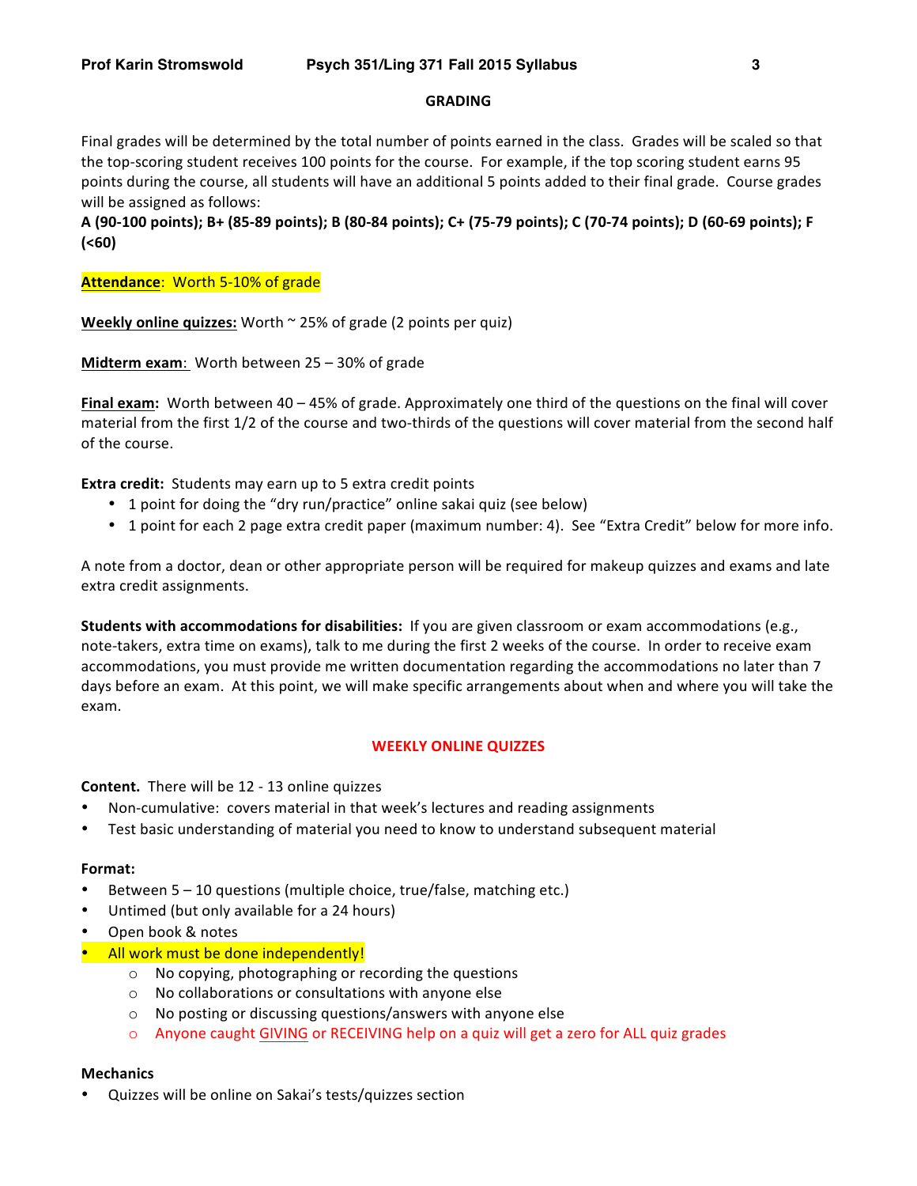## GRADING

Final grades will be determined by the total number of points earned in the class. Grades will be scaled so that the top-scoring student receives 100 points for the course. For example, if the top scoring student earns 95 points during the course, all students will have an additional 5 points added to their final grade. Course grades will be assigned as follows:

**A (90-100 points); B+ (85-89 points); B (80-84 points); C+ (75-79 points); C (70-74 points); D (60-69 points); F (<60)**

**Attendance**: Worth 5-10% of grade

**Weekly online quizzes:** Worth ~ 25% of grade (2 points per quiz)

**Midterm exam**: Worth between 25 – 30% of grade

**Final exam:** Worth between 40 – 45% of grade. Approximately one third of the questions on the final will cover material from the first 1/2 of the course and two-thirds of the questions will cover material from the second half of the course.

**Extra credit:** Students may earn up to 5 extra credit points

- 1 point for doing the "dry run/practice" online sakai quiz (see below)
- 1 point for each 2 page extra credit paper (maximum number: 4). See "Extra Credit" below for more info.

A note from a doctor, dean or other appropriate person will be required for makeup quizzes and exams and late extra credit assignments.

**Students with accommodations for disabilities:** If you are given classroom or exam accommodations (e.g., note-takers, extra time on exams), talk to me during the first 2 weeks of the course. In order to receive exam accommodations, you must provide me written documentation regarding the accommodations no later than 7 days before an exam. At this point, we will make specific arrangements about when and where you will take the exam.

## WEEKLY ONLINE QUIZZES

**Content.** There will be 12 - 13 online quizzes

- Non-cumulative: covers material in that week's lectures and reading assignments
- Test basic understanding of material you need to know to understand subsequent material

**Format:**

- Between 5 – 10 questions (multiple choice, true/false, matching etc.)
- Untimed (but only available for a 24 hours)
- Open book & notes
- All work must be done independently!
  - No copying, photographing or recording the questions
  - No collaborations or consultations with anyone else
  - No posting or discussing questions/answers with anyone else
  - Anyone caught GIVING or RECEIVING help on a quiz will get a zero for ALL quiz grades

**Mechanics**

- Quizzes will be online on Sakai's tests/quizzes section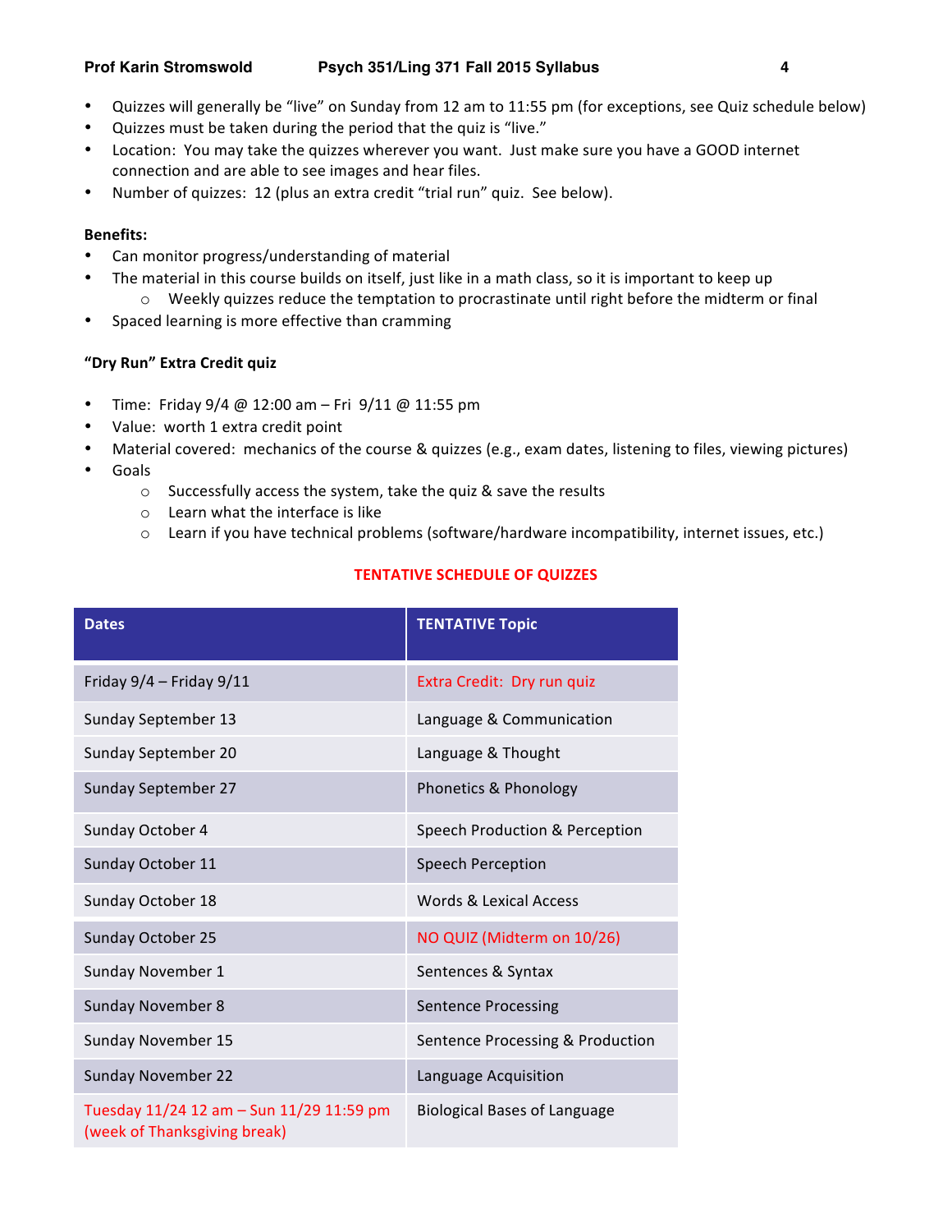- Quizzes will generally be "live" on Sunday from 12 am to 11:55 pm (for exceptions, see Quiz schedule below)
- Quizzes must be taken during the period that the quiz is "live."
- Location: You may take the quizzes wherever you want. Just make sure you have a GOOD internet connection and are able to see images and hear files.
- Number of quizzes: 12 (plus an extra credit "trial run" quiz. See below).

**Benefits:**

- Can monitor progress/understanding of material
- The material in this course builds on itself, just like in a math class, so it is important to keep up
  - Weekly quizzes reduce the temptation to procrastinate until right before the midterm or final
- Spaced learning is more effective than cramming

**"Dry Run" Extra Credit quiz**

- Time: Friday 9/4 @ 12:00 am – Fri 9/11 @ 11:55 pm
- Value: worth 1 extra credit point
- Material covered: mechanics of the course & quizzes (e.g., exam dates, listening to files, viewing pictures)
- Goals
  - Successfully access the system, take the quiz & save the results
  - Learn what the interface is like
  - Learn if you have technical problems (software/hardware incompatibility, internet issues, etc.)

**TENTATIVE SCHEDULE OF QUIZZES**

| Dates | TENTATIVE Topic |
|---|---|
| Friday 9/4 – Friday 9/11 | Extra Credit: Dry run quiz |
| Sunday September 13 | Language & Communication |
| Sunday September 20 | Language & Thought |
| Sunday September 27 | Phonetics & Phonology |
| Sunday October 4 | Speech Production & Perception |
| Sunday October 11 | Speech Perception |
| Sunday October 18 | Words & Lexical Access |
| Sunday October 25 | NO QUIZ (Midterm on 10/26) |
| Sunday November 1 | Sentences & Syntax |
| Sunday November 8 | Sentence Processing |
| Sunday November 15 | Sentence Processing & Production |
| Sunday November 22 | Language Acquisition |
| Tuesday 11/24 12 am – Sun 11/29 11:59 pm (week of Thanksgiving break) | Biological Bases of Language |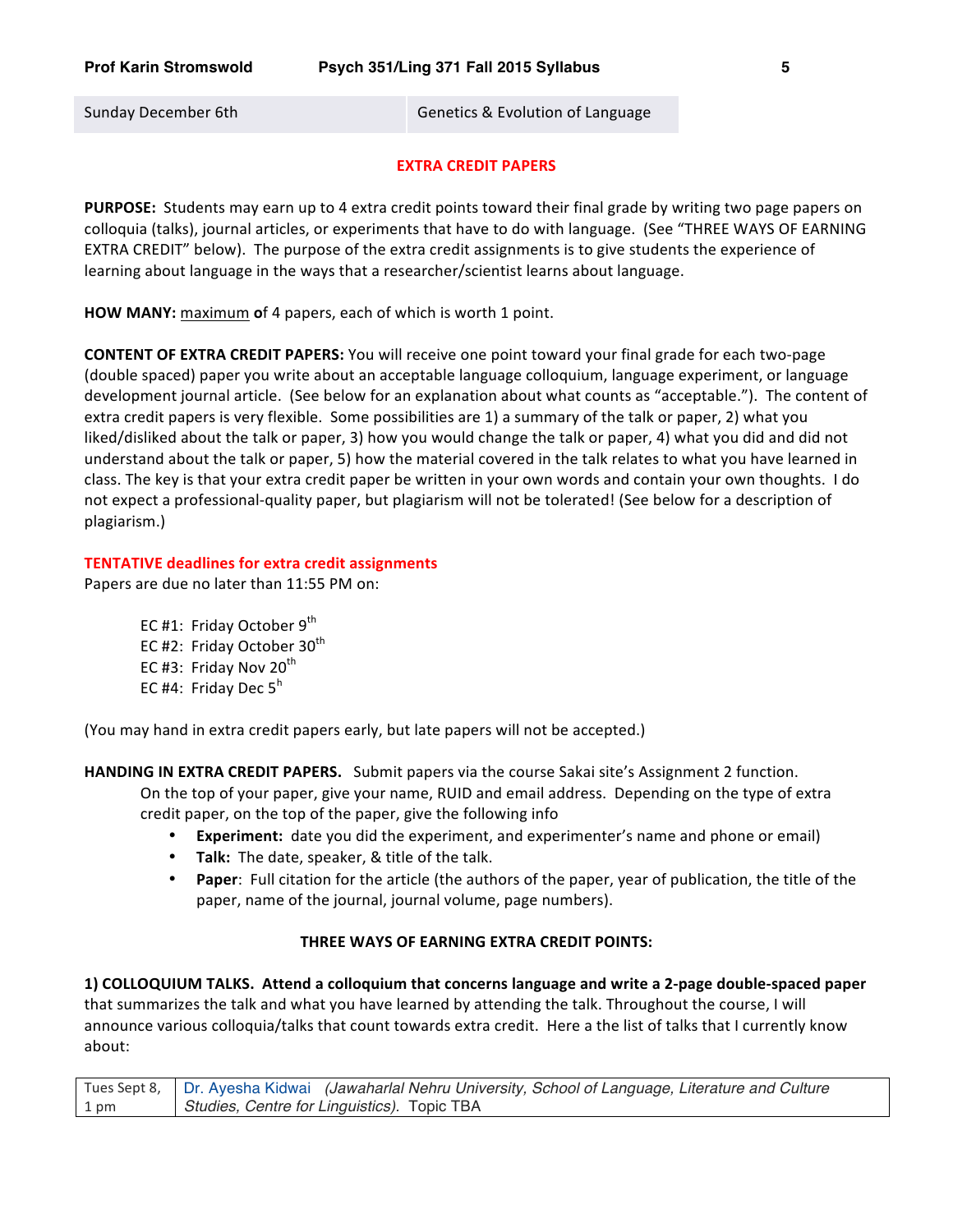| Sunday December 6th | Genetics & Evolution of Language |
|---|---|

## EXTRA CREDIT PAPERS

**PURPOSE:** Students may earn up to 4 extra credit points toward their final grade by writing two page papers on colloquia (talks), journal articles, or experiments that have to do with language. (See "THREE WAYS OF EARNING EXTRA CREDIT" below). The purpose of the extra credit assignments is to give students the experience of learning about language in the ways that a researcher/scientist learns about language.

**HOW MANY:** <u>maximum</u> **o**f 4 papers, each of which is worth 1 point.

**CONTENT OF EXTRA CREDIT PAPERS:** You will receive one point toward your final grade for each two-page (double spaced) paper you write about an acceptable language colloquium, language experiment, or language development journal article. (See below for an explanation about what counts as "acceptable."). The content of extra credit papers is very flexible. Some possibilities are 1) a summary of the talk or paper, 2) what you liked/disliked about the talk or paper, 3) how you would change the talk or paper, 4) what you did and did not understand about the talk or paper, 5) how the material covered in the talk relates to what you have learned in class. The key is that your extra credit paper be written in your own words and contain your own thoughts. I do not expect a professional-quality paper, but plagiarism will not be tolerated! (See below for a description of plagiarism.)

### TENTATIVE deadlines for extra credit assignments

Papers are due no later than 11:55 PM on:

EC #1: Friday October 9th
EC #2: Friday October 30th
EC #3: Friday Nov 20th
EC #4: Friday Dec 5h

(You may hand in extra credit papers early, but late papers will not be accepted.)

**HANDING IN EXTRA CREDIT PAPERS.** Submit papers via the course Sakai site's Assignment 2 function. On the top of your paper, give your name, RUID and email address. Depending on the type of extra credit paper, on the top of the paper, give the following info

- **Experiment:** date you did the experiment, and experimenter's name and phone or email)
- **Talk:** The date, speaker, & title of the talk.
- **Paper**: Full citation for the article (the authors of the paper, year of publication, the title of the paper, name of the journal, journal volume, page numbers).

### THREE WAYS OF EARNING EXTRA CREDIT POINTS:

**1) COLLOQUIUM TALKS. Attend a colloquium that concerns language and write a 2-page double-spaced paper** that summarizes the talk and what you have learned by attending the talk. Throughout the course, I will announce various colloquia/talks that count towards extra credit. Here a the list of talks that I currently know about:

| Tues Sept 8, 1 pm | Dr. Ayesha Kidwai *(Jawaharlal Nehru University, School of Language, Literature and Culture Studies, Centre for Linguistics).* Topic TBA |
|---|---|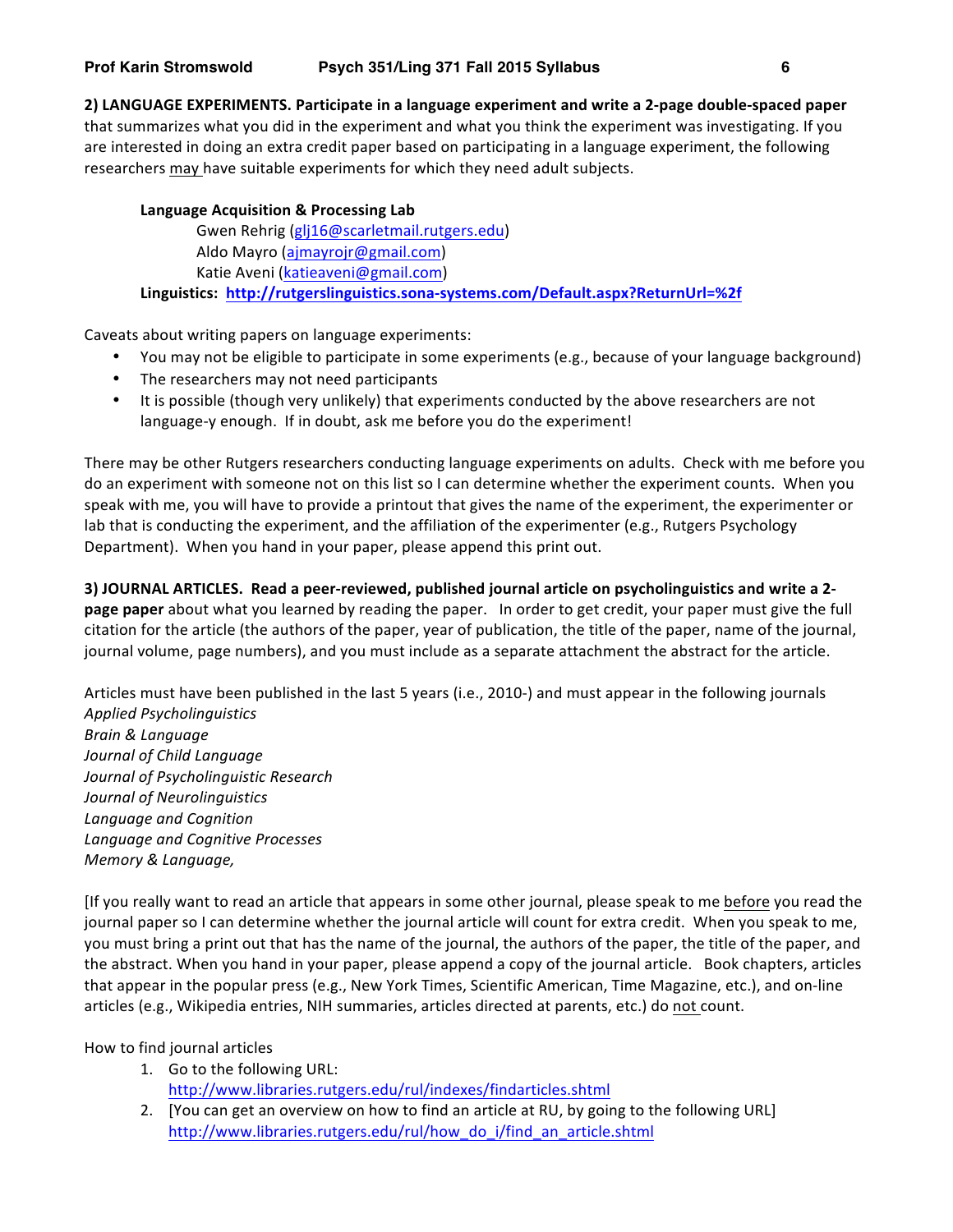**2) LANGUAGE EXPERIMENTS. Participate in a language experiment and write a 2-page double-spaced paper** that summarizes what you did in the experiment and what you think the experiment was investigating. If you are interested in doing an extra credit paper based on participating in a language experiment, the following researchers may have suitable experiments for which they need adult subjects.

**Language Acquisition & Processing Lab**
Gwen Rehrig (glj16@scarletmail.rutgers.edu)
Aldo Mayro (ajmayrojr@gmail.com)
Katie Aveni (katieaveni@gmail.com)
**Linguistics: http://rutgerslinguistics.sona-systems.com/Default.aspx?ReturnUrl=%2f**

Caveats about writing papers on language experiments:

- You may not be eligible to participate in some experiments (e.g., because of your language background)
- The researchers may not need participants
- It is possible (though very unlikely) that experiments conducted by the above researchers are not language-y enough. If in doubt, ask me before you do the experiment!

There may be other Rutgers researchers conducting language experiments on adults. Check with me before you do an experiment with someone not on this list so I can determine whether the experiment counts. When you speak with me, you will have to provide a printout that gives the name of the experiment, the experimenter or lab that is conducting the experiment, and the affiliation of the experimenter (e.g., Rutgers Psychology Department). When you hand in your paper, please append this print out.

**3) JOURNAL ARTICLES. Read a peer-reviewed, published journal article on psycholinguistics and write a 2-page paper** about what you learned by reading the paper. In order to get credit, your paper must give the full citation for the article (the authors of the paper, year of publication, the title of the paper, name of the journal, journal volume, page numbers), and you must include as a separate attachment the abstract for the article.

Articles must have been published in the last 5 years (i.e., 2010-) and must appear in the following journals
*Applied Psycholinguistics*
*Brain & Language*
*Journal of Child Language*
*Journal of Psycholinguistic Research*
*Journal of Neurolinguistics*
*Language and Cognition*
*Language and Cognitive Processes*
*Memory & Language,*

[If you really want to read an article that appears in some other journal, please speak to me before you read the journal paper so I can determine whether the journal article will count for extra credit. When you speak to me, you must bring a print out that has the name of the journal, the authors of the paper, the title of the paper, and the abstract. When you hand in your paper, please append a copy of the journal article. Book chapters, articles that appear in the popular press (e.g., New York Times, Scientific American, Time Magazine, etc.), and on-line articles (e.g., Wikipedia entries, NIH summaries, articles directed at parents, etc.) do not count.

How to find journal articles

1. Go to the following URL:
   http://www.libraries.rutgers.edu/rul/indexes/findarticles.shtml
2. [You can get an overview on how to find an article at RU, by going to the following URL]
   http://www.libraries.rutgers.edu/rul/how_do_i/find_an_article.shtml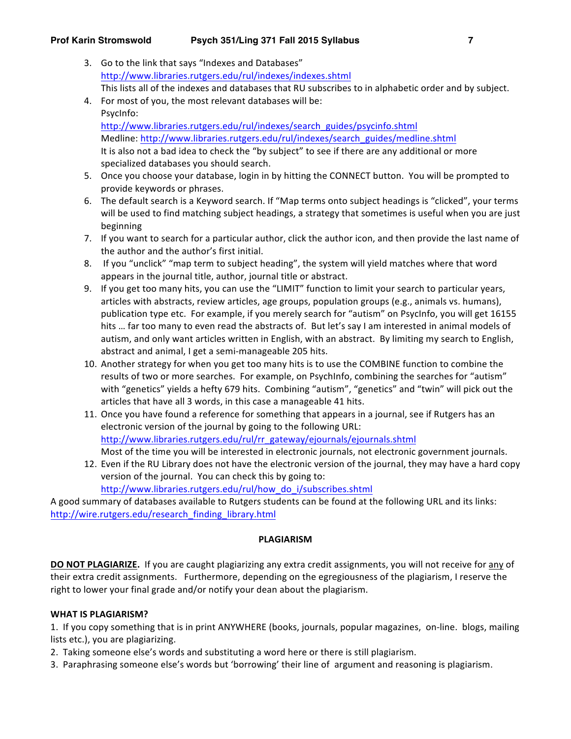3. Go to the link that says "Indexes and Databases"
   http://www.libraries.rutgers.edu/rul/indexes/indexes.shtml
   This lists all of the indexes and databases that RU subscribes to in alphabetic order and by subject.
4. For most of you, the most relevant databases will be:
   PsycInfo:
   http://www.libraries.rutgers.edu/rul/indexes/search_guides/psycinfo.shtml
   Medline: http://www.libraries.rutgers.edu/rul/indexes/search_guides/medline.shtml
   It is also not a bad idea to check the "by subject" to see if there are any additional or more specialized databases you should search.
5. Once you choose your database, login in by hitting the CONNECT button. You will be prompted to provide keywords or phrases.
6. The default search is a Keyword search. If "Map terms onto subject headings is "clicked", your terms will be used to find matching subject headings, a strategy that sometimes is useful when you are just beginning
7. If you want to search for a particular author, click the author icon, and then provide the last name of the author and the author's first initial.
8. If you "unclick" "map term to subject heading", the system will yield matches where that word appears in the journal title, author, journal title or abstract.
9. If you get too many hits, you can use the "LIMIT" function to limit your search to particular years, articles with abstracts, review articles, age groups, population groups (e.g., animals vs. humans), publication type etc. For example, if you merely search for "autism" on PsycInfo, you will get 16155 hits … far too many to even read the abstracts of. But let's say I am interested in animal models of autism, and only want articles written in English, with an abstract. By limiting my search to English, abstract and animal, I get a semi-manageable 205 hits.
10. Another strategy for when you get too many hits is to use the COMBINE function to combine the results of two or more searches. For example, on PsychInfo, combining the searches for "autism" with "genetics" yields a hefty 679 hits. Combining "autism", "genetics" and "twin" will pick out the articles that have all 3 words, in this case a manageable 41 hits.
11. Once you have found a reference for something that appears in a journal, see if Rutgers has an electronic version of the journal by going to the following URL:
    http://www.libraries.rutgers.edu/rul/rr_gateway/ejournals/ejournals.shtml
    Most of the time you will be interested in electronic journals, not electronic government journals.
12. Even if the RU Library does not have the electronic version of the journal, they may have a hard copy version of the journal. You can check this by going to:
    http://www.libraries.rutgers.edu/rul/how_do_i/subscribes.shtml

A good summary of databases available to Rutgers students can be found at the following URL and its links:
http://wire.rutgers.edu/research_finding_library.html

## PLAGIARISM

**<u>DO NOT PLAGIARIZE</u>.** If you are caught plagiarizing any extra credit assignments, you will not receive for <u>any</u> of their extra credit assignments. Furthermore, depending on the egregiousness of the plagiarism, I reserve the right to lower your final grade and/or notify your dean about the plagiarism.

### WHAT IS PLAGIARISM?

1. If you copy something that is in print ANYWHERE (books, journals, popular magazines, on-line. blogs, mailing lists etc.), you are plagiarizing.
2. Taking someone else's words and substituting a word here or there is still plagiarism.
3. Paraphrasing someone else's words but 'borrowing' their line of argument and reasoning is plagiarism.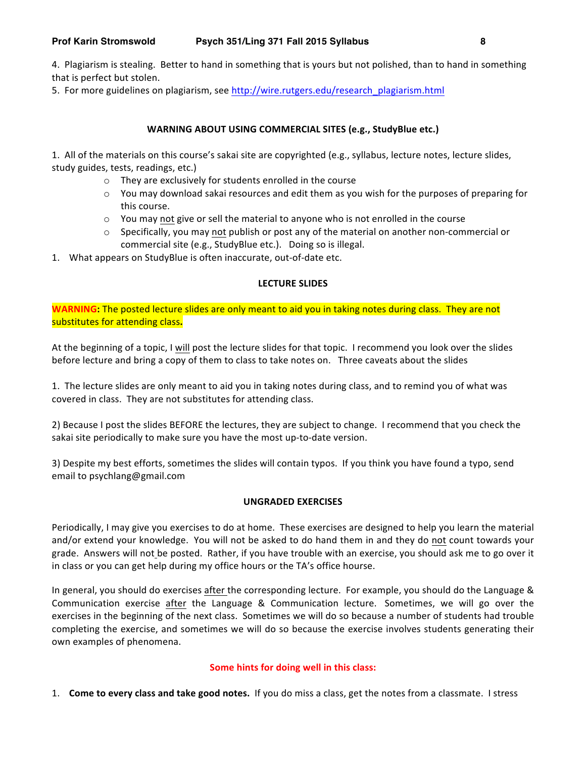4. Plagiarism is stealing. Better to hand in something that is yours but not polished, than to hand in something that is perfect but stolen.
5. For more guidelines on plagiarism, see http://wire.rutgers.edu/research_plagiarism.html

## WARNING ABOUT USING COMMERCIAL SITES (e.g., StudyBlue etc.)

1. All of the materials on this course's sakai site are copyrighted (e.g., syllabus, lecture notes, lecture slides, study guides, tests, readings, etc.)
   - They are exclusively for students enrolled in the course
   - You may download sakai resources and edit them as you wish for the purposes of preparing for this course.
   - You may not give or sell the material to anyone who is not enrolled in the course
   - Specifically, you may not publish or post any of the material on another non-commercial or commercial site (e.g., StudyBlue etc.). Doing so is illegal.
1. What appears on StudyBlue is often inaccurate, out-of-date etc.

## LECTURE SLIDES

**WARNING: The posted lecture slides are only meant to aid you in taking notes during class. They are not substitutes for attending class.**

At the beginning of a topic, I will post the lecture slides for that topic. I recommend you look over the slides before lecture and bring a copy of them to class to take notes on. Three caveats about the slides

1. The lecture slides are only meant to aid you in taking notes during class, and to remind you of what was covered in class. They are not substitutes for attending class.

2) Because I post the slides BEFORE the lectures, they are subject to change. I recommend that you check the sakai site periodically to make sure you have the most up-to-date version.

3) Despite my best efforts, sometimes the slides will contain typos. If you think you have found a typo, send email to psychlang@gmail.com

## UNGRADED EXERCISES

Periodically, I may give you exercises to do at home. These exercises are designed to help you learn the material and/or extend your knowledge. You will not be asked to do hand them in and they do not count towards your grade. Answers will not be posted. Rather, if you have trouble with an exercise, you should ask me to go over it in class or you can get help during my office hours or the TA's office hourse.

In general, you should do exercises after the corresponding lecture. For example, you should do the Language & Communication exercise after the Language & Communication lecture. Sometimes, we will go over the exercises in the beginning of the next class. Sometimes we will do so because a number of students had trouble completing the exercise, and sometimes we will do so because the exercise involves students generating their own examples of phenomena.

## Some hints for doing well in this class:

1. **Come to every class and take good notes.** If you do miss a class, get the notes from a classmate. I stress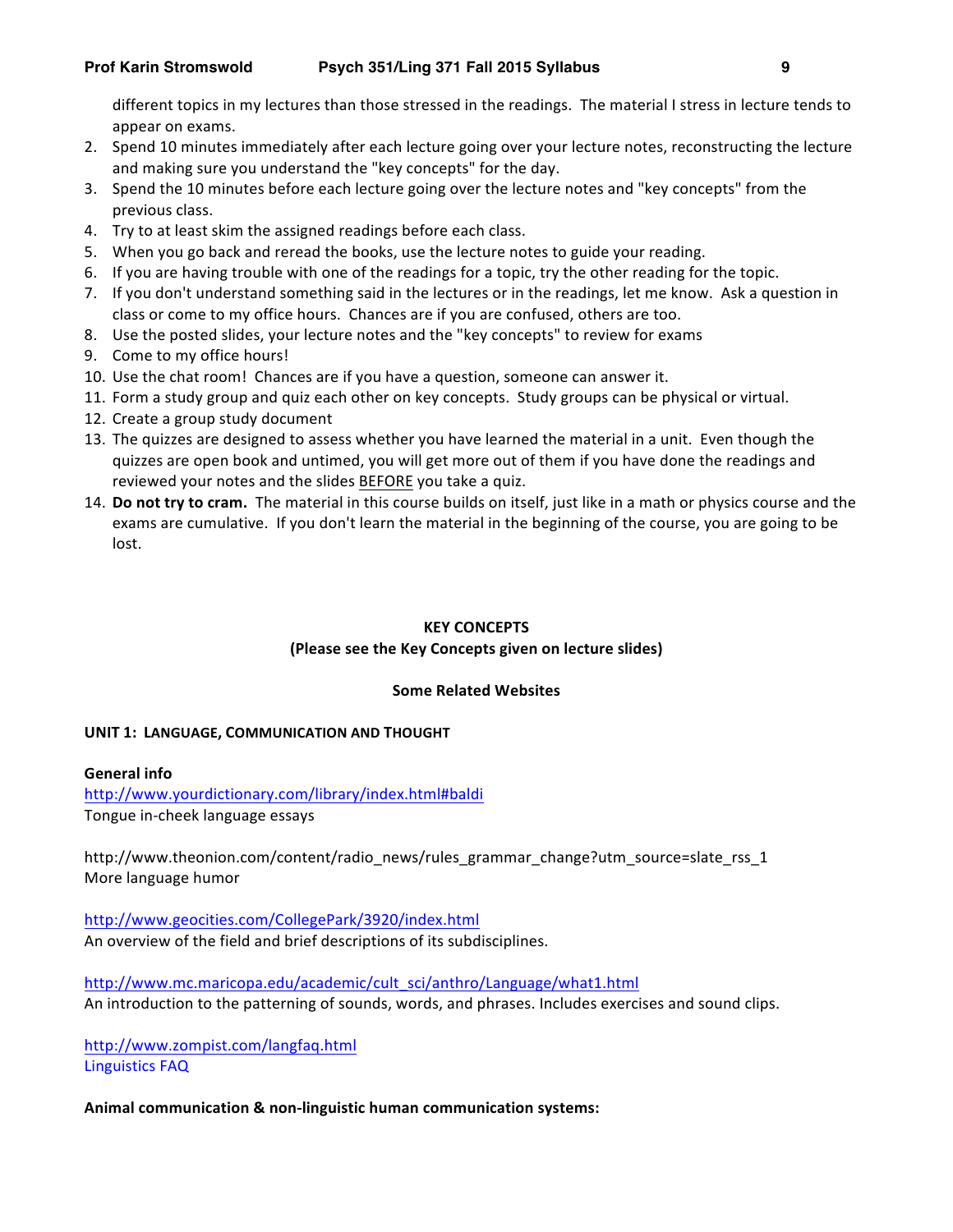different topics in my lectures than those stressed in the readings. The material I stress in lecture tends to appear on exams.

2. Spend 10 minutes immediately after each lecture going over your lecture notes, reconstructing the lecture and making sure you understand the "key concepts" for the day.
3. Spend the 10 minutes before each lecture going over the lecture notes and "key concepts" from the previous class.
4. Try to at least skim the assigned readings before each class.
5. When you go back and reread the books, use the lecture notes to guide your reading.
6. If you are having trouble with one of the readings for a topic, try the other reading for the topic.
7. If you don't understand something said in the lectures or in the readings, let me know. Ask a question in class or come to my office hours. Chances are if you are confused, others are too.
8. Use the posted slides, your lecture notes and the "key concepts" to review for exams
9. Come to my office hours!
10. Use the chat room! Chances are if you have a question, someone can answer it.
11. Form a study group and quiz each other on key concepts. Study groups can be physical or virtual.
12. Create a group study document
13. The quizzes are designed to assess whether you have learned the material in a unit. Even though the quizzes are open book and untimed, you will get more out of them if you have done the readings and reviewed your notes and the slides <u>BEFORE</u> you take a quiz.
14. **Do not try to cram.** The material in this course builds on itself, just like in a math or physics course and the exams are cumulative. If you don't learn the material in the beginning of the course, you are going to be lost.

## KEY CONCEPTS
**(Please see the Key Concepts given on lecture slides)**

### Some Related Websites

**UNIT 1: LANGUAGE, COMMUNICATION AND THOUGHT**

**General info**

http://www.yourdictionary.com/library/index.html#baldi
Tongue in-cheek language essays

http://www.theonion.com/content/radio_news/rules_grammar_change?utm_source=slate_rss_1
More language humor

http://www.geocities.com/CollegePark/3920/index.html
An overview of the field and brief descriptions of its subdisciplines.

http://www.mc.maricopa.edu/academic/cult_sci/anthro/Language/what1.html
An introduction to the patterning of sounds, words, and phrases. Includes exercises and sound clips.

http://www.zompist.com/langfaq.html
Linguistics FAQ

**Animal communication & non-linguistic human communication systems:**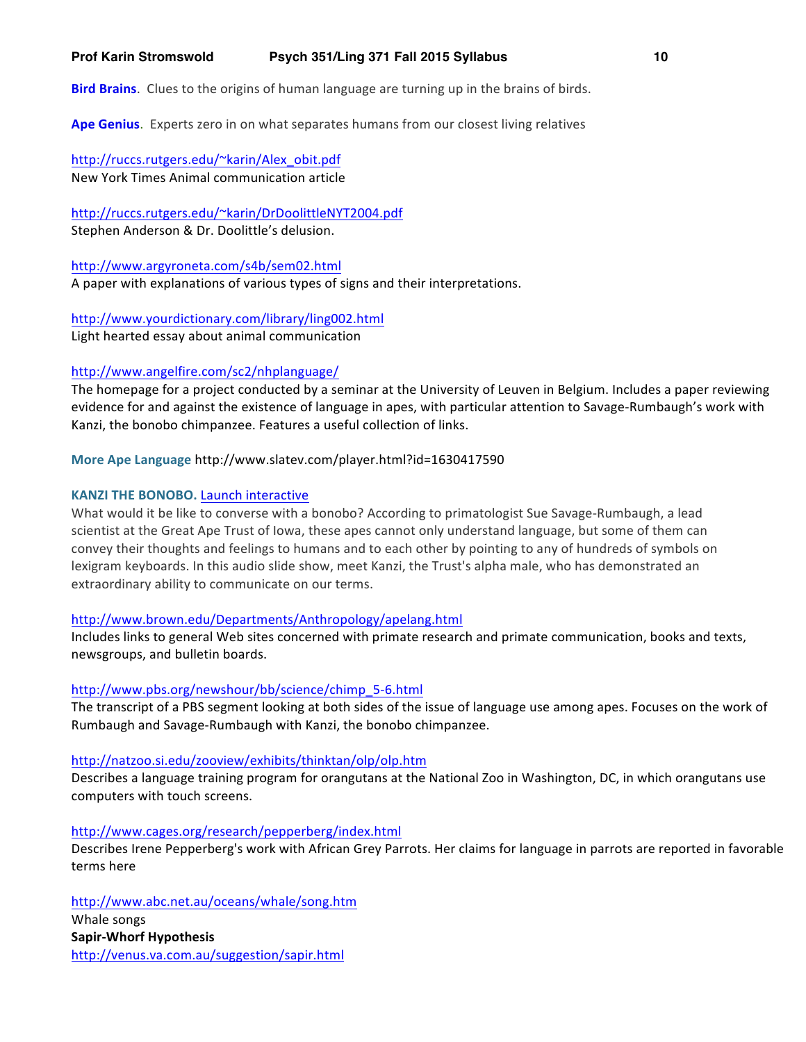**Bird Brains**. Clues to the origins of human language are turning up in the brains of birds.

**Ape Genius**. Experts zero in on what separates humans from our closest living relatives

http://ruccs.rutgers.edu/~karin/Alex_obit.pdf
New York Times Animal communication article

http://ruccs.rutgers.edu/~karin/DrDoolittleNYT2004.pdf
Stephen Anderson & Dr. Doolittle's delusion.

http://www.argyroneta.com/s4b/sem02.html
A paper with explanations of various types of signs and their interpretations.

http://www.yourdictionary.com/library/ling002.html
Light hearted essay about animal communication

http://www.angelfire.com/sc2/nhplanguage/
The homepage for a project conducted by a seminar at the University of Leuven in Belgium. Includes a paper reviewing evidence for and against the existence of language in apes, with particular attention to Savage-Rumbaugh's work with Kanzi, the bonobo chimpanzee. Features a useful collection of links.

**More Ape Language** http://www.slatev.com/player.html?id=1630417590

**KANZI THE BONOBO.** Launch interactive
What would it be like to converse with a bonobo? According to primatologist Sue Savage-Rumbaugh, a lead scientist at the Great Ape Trust of Iowa, these apes cannot only understand language, but some of them can convey their thoughts and feelings to humans and to each other by pointing to any of hundreds of symbols on lexigram keyboards. In this audio slide show, meet Kanzi, the Trust's alpha male, who has demonstrated an extraordinary ability to communicate on our terms.

http://www.brown.edu/Departments/Anthropology/apelang.html
Includes links to general Web sites concerned with primate research and primate communication, books and texts, newsgroups, and bulletin boards.

http://www.pbs.org/newshour/bb/science/chimp_5-6.html
The transcript of a PBS segment looking at both sides of the issue of language use among apes. Focuses on the work of Rumbaugh and Savage-Rumbaugh with Kanzi, the bonobo chimpanzee.

http://natzoo.si.edu/zooview/exhibits/thinktan/olp/olp.htm
Describes a language training program for orangutans at the National Zoo in Washington, DC, in which orangutans use computers with touch screens.

http://www.cages.org/research/pepperberg/index.html
Describes Irene Pepperberg's work with African Grey Parrots. Her claims for language in parrots are reported in favorable terms here

http://www.abc.net.au/oceans/whale/song.htm
Whale songs

**Sapir-Whorf Hypothesis**

http://venus.va.com.au/suggestion/sapir.html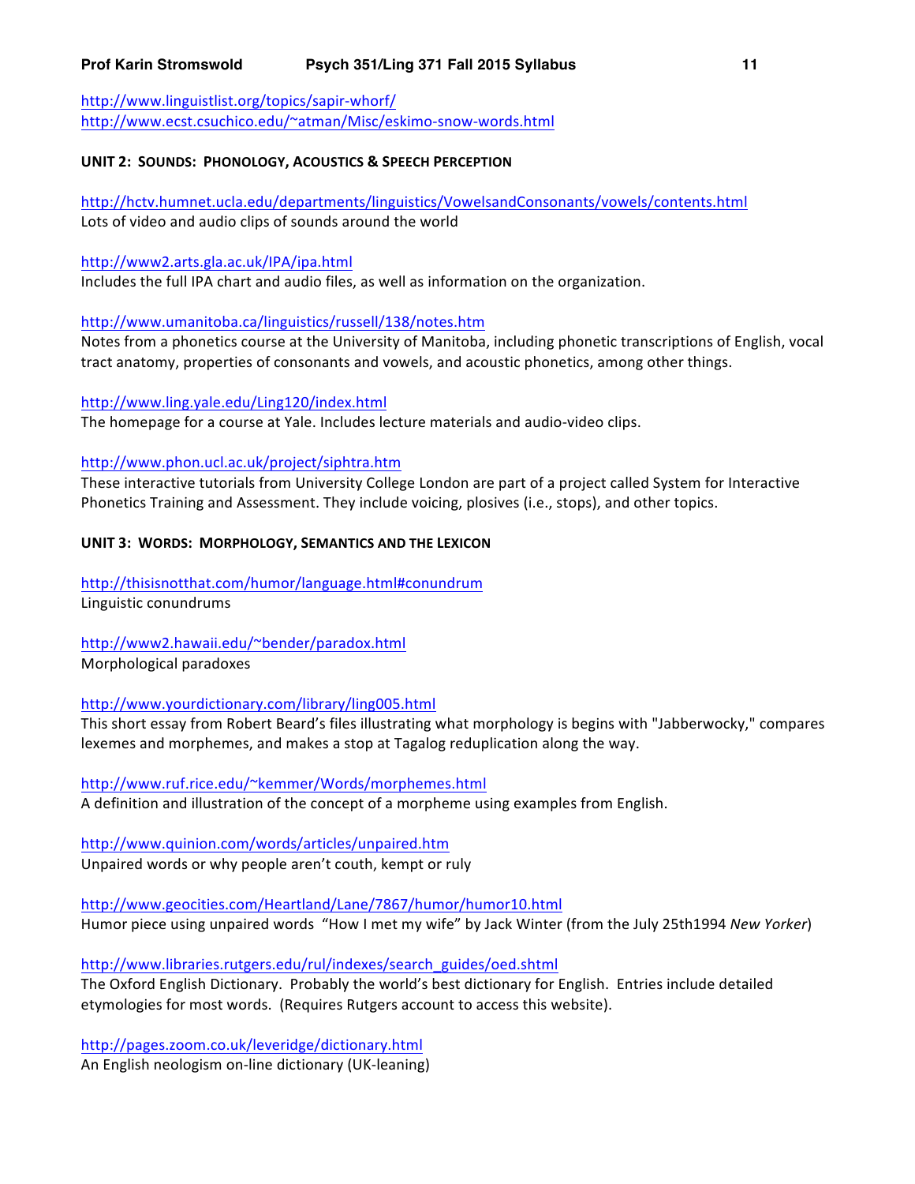http://www.linguistlist.org/topics/sapir-whorf/
http://www.ecst.csuchico.edu/~atman/Misc/eskimo-snow-words.html

**UNIT 2: SOUNDS: PHONOLOGY, ACOUSTICS & SPEECH PERCEPTION**

http://hctv.humnet.ucla.edu/departments/linguistics/VowelsandConsonants/vowels/contents.html
Lots of video and audio clips of sounds around the world

http://www2.arts.gla.ac.uk/IPA/ipa.html
Includes the full IPA chart and audio files, as well as information on the organization.

http://www.umanitoba.ca/linguistics/russell/138/notes.htm
Notes from a phonetics course at the University of Manitoba, including phonetic transcriptions of English, vocal tract anatomy, properties of consonants and vowels, and acoustic phonetics, among other things.

http://www.ling.yale.edu/Ling120/index.html
The homepage for a course at Yale. Includes lecture materials and audio-video clips.

http://www.phon.ucl.ac.uk/project/siphtra.htm
These interactive tutorials from University College London are part of a project called System for Interactive Phonetics Training and Assessment. They include voicing, plosives (i.e., stops), and other topics.

**UNIT 3: WORDS: MORPHOLOGY, SEMANTICS AND THE LEXICON**

http://thisisnotthat.com/humor/language.html#conundrum
Linguistic conundrums

http://www2.hawaii.edu/~bender/paradox.html
Morphological paradoxes

http://www.yourdictionary.com/library/ling005.html
This short essay from Robert Beard's files illustrating what morphology is begins with "Jabberwocky," compares lexemes and morphemes, and makes a stop at Tagalog reduplication along the way.

http://www.ruf.rice.edu/~kemmer/Words/morphemes.html
A definition and illustration of the concept of a morpheme using examples from English.

http://www.quinion.com/words/articles/unpaired.htm
Unpaired words or why people aren't couth, kempt or ruly

http://www.geocities.com/Heartland/Lane/7867/humor/humor10.html
Humor piece using unpaired words "How I met my wife" by Jack Winter (from the July 25th1994 *New Yorker*)

http://www.libraries.rutgers.edu/rul/indexes/search_guides/oed.shtml
The Oxford English Dictionary. Probably the world's best dictionary for English. Entries include detailed etymologies for most words. (Requires Rutgers account to access this website).

http://pages.zoom.co.uk/leveridge/dictionary.html
An English neologism on-line dictionary (UK-leaning)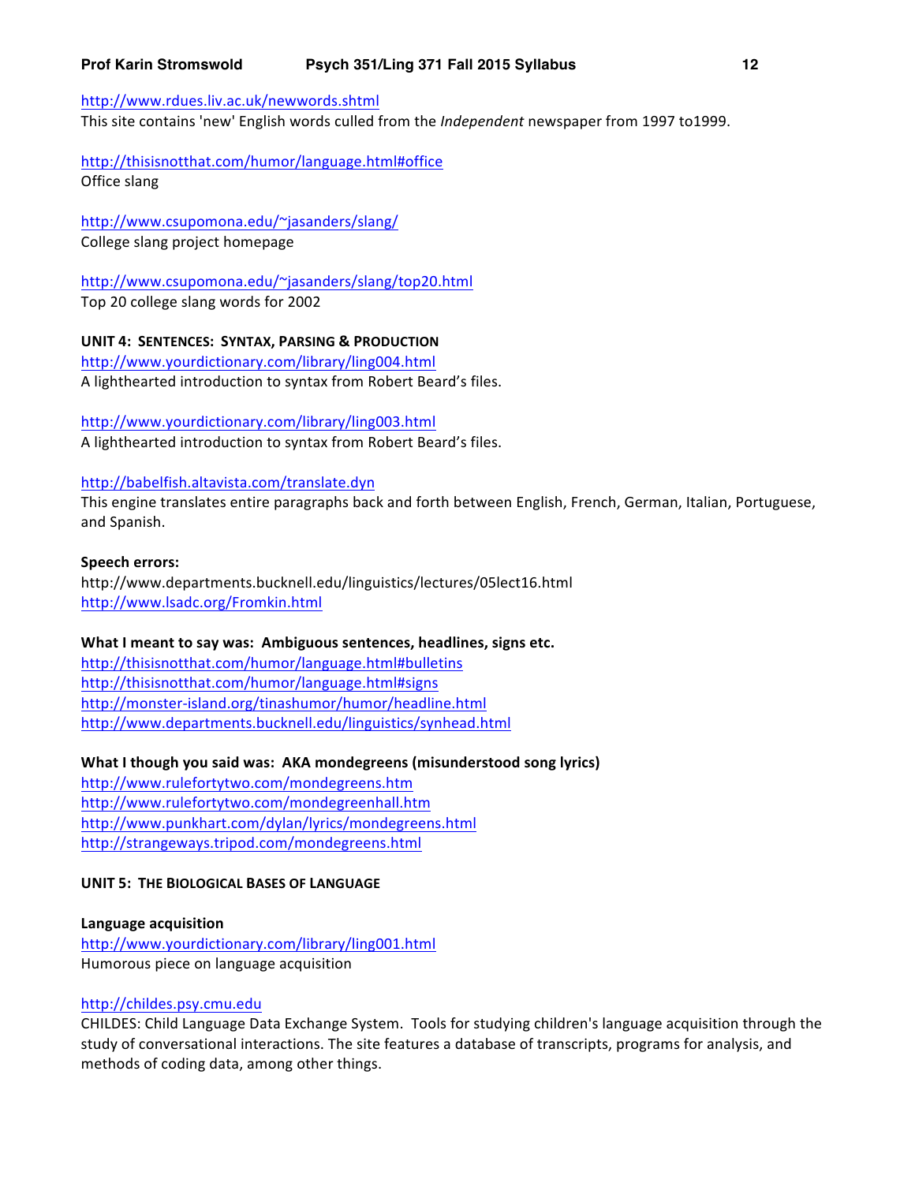http://www.rdues.liv.ac.uk/newwords.shtml
This site contains 'new' English words culled from the *Independent* newspaper from 1997 to1999.

http://thisisnotthat.com/humor/language.html#office
Office slang

http://www.csupomona.edu/~jasanders/slang/
College slang project homepage

http://www.csupomona.edu/~jasanders/slang/top20.html
Top 20 college slang words for 2002

**UNIT 4: SENTENCES: SYNTAX, PARSING & PRODUCTION**
http://www.yourdictionary.com/library/ling004.html
A lighthearted introduction to syntax from Robert Beard's files.

http://www.yourdictionary.com/library/ling003.html
A lighthearted introduction to syntax from Robert Beard's files.

http://babelfish.altavista.com/translate.dyn
This engine translates entire paragraphs back and forth between English, French, German, Italian, Portuguese, and Spanish.

**Speech errors:**
http://www.departments.bucknell.edu/linguistics/lectures/05lect16.html
http://www.lsadc.org/Fromkin.html

**What I meant to say was: Ambiguous sentences, headlines, signs etc.**
http://thisisnotthat.com/humor/language.html#bulletins
http://thisisnotthat.com/humor/language.html#signs
http://monster-island.org/tinashumor/humor/headline.html
http://www.departments.bucknell.edu/linguistics/synhead.html

**What I though you said was: AKA mondegreens (misunderstood song lyrics)**
http://www.rulefortytwo.com/mondegreens.htm
http://www.rulefortytwo.com/mondegreenhall.htm
http://www.punkhart.com/dylan/lyrics/mondegreens.html
http://strangeways.tripod.com/mondegreens.html

**UNIT 5: THE BIOLOGICAL BASES OF LANGUAGE**

**Language acquisition**
http://www.yourdictionary.com/library/ling001.html
Humorous piece on language acquisition

http://childes.psy.cmu.edu
CHILDES: Child Language Data Exchange System. Tools for studying children's language acquisition through the study of conversational interactions. The site features a database of transcripts, programs for analysis, and methods of coding data, among other things.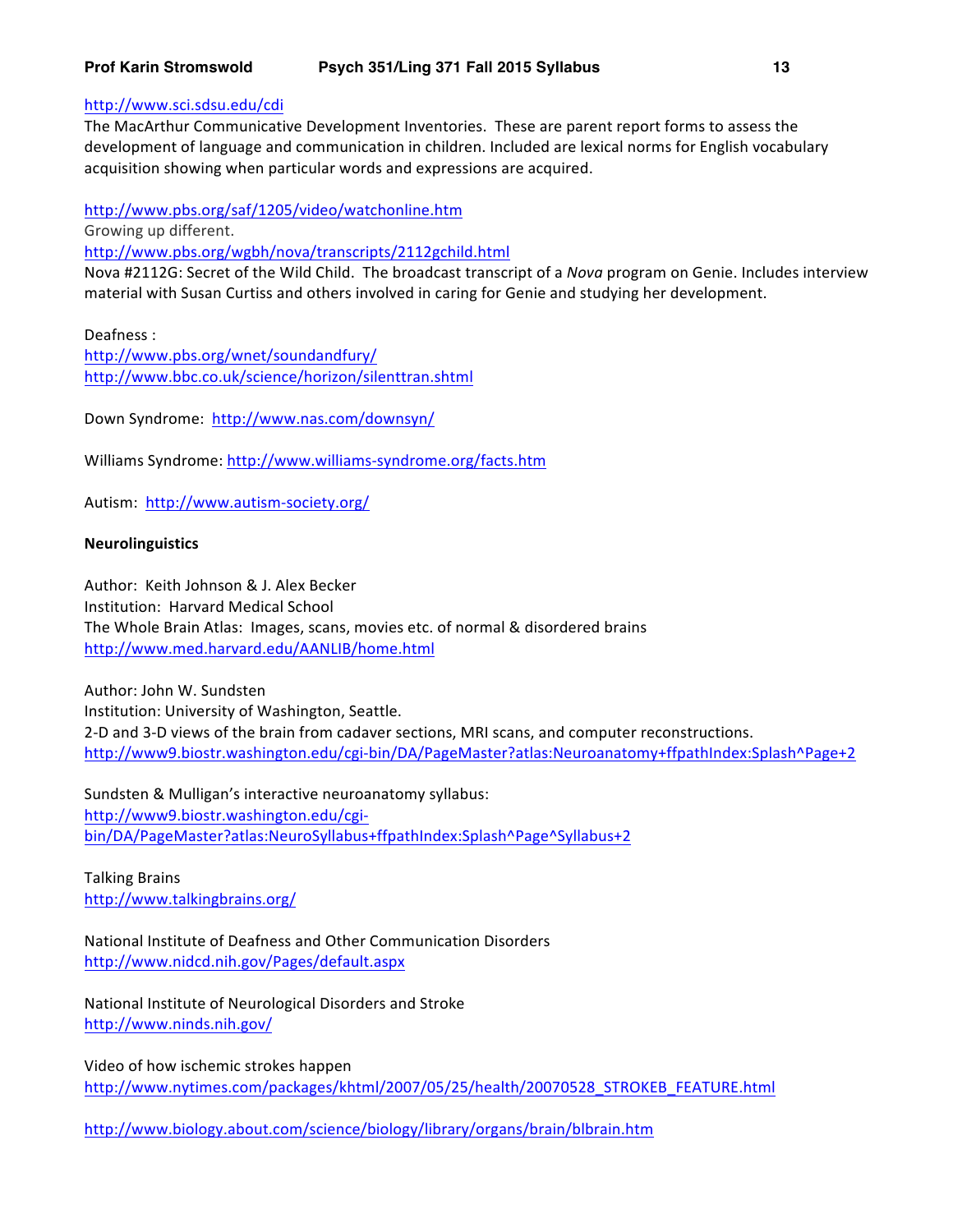http://www.sci.sdsu.edu/cdi
The MacArthur Communicative Development Inventories. These are parent report forms to assess the development of language and communication in children. Included are lexical norms for English vocabulary acquisition showing when particular words and expressions are acquired.

http://www.pbs.org/saf/1205/video/watchonline.htm
Growing up different.
http://www.pbs.org/wgbh/nova/transcripts/2112gchild.html
Nova #2112G: Secret of the Wild Child. The broadcast transcript of a *Nova* program on Genie. Includes interview material with Susan Curtiss and others involved in caring for Genie and studying her development.

Deafness :
http://www.pbs.org/wnet/soundandfury/
http://www.bbc.co.uk/science/horizon/silenttran.shtml

Down Syndrome: http://www.nas.com/downsyn/

Williams Syndrome: http://www.williams-syndrome.org/facts.htm

Autism: http://www.autism-society.org/

**Neurolinguistics**

Author: Keith Johnson & J. Alex Becker
Institution: Harvard Medical School
The Whole Brain Atlas: Images, scans, movies etc. of normal & disordered brains
http://www.med.harvard.edu/AANLIB/home.html

Author: John W. Sundsten
Institution: University of Washington, Seattle.
2-D and 3-D views of the brain from cadaver sections, MRI scans, and computer reconstructions.
http://www9.biostr.washington.edu/cgi-bin/DA/PageMaster?atlas:Neuroanatomy+ffpathIndex:Splash^Page+2

Sundsten & Mulligan's interactive neuroanatomy syllabus:
http://www9.biostr.washington.edu/cgi-bin/DA/PageMaster?atlas:NeuroSyllabus+ffpathIndex:Splash^Page^Syllabus+2

Talking Brains
http://www.talkingbrains.org/

National Institute of Deafness and Other Communication Disorders
http://www.nidcd.nih.gov/Pages/default.aspx

National Institute of Neurological Disorders and Stroke
http://www.ninds.nih.gov/

Video of how ischemic strokes happen
http://www.nytimes.com/packages/khtml/2007/05/25/health/20070528_STROKEB_FEATURE.html

http://www.biology.about.com/science/biology/library/organs/brain/blbrain.htm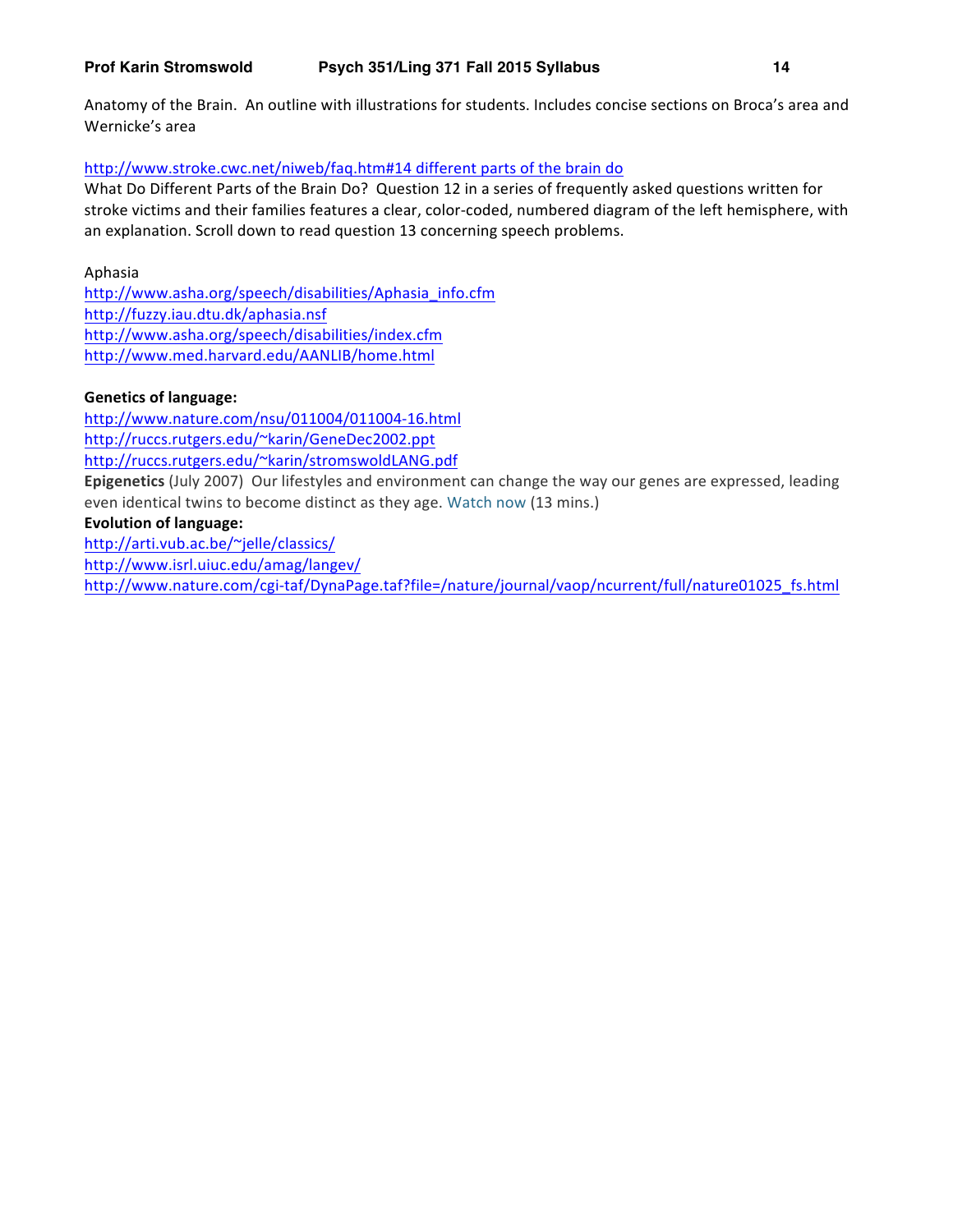Anatomy of the Brain. An outline with illustrations for students. Includes concise sections on Broca's area and Wernicke's area

http://www.stroke.cwc.net/niweb/faq.htm#14 different parts of the brain do
What Do Different Parts of the Brain Do? Question 12 in a series of frequently asked questions written for stroke victims and their families features a clear, color-coded, numbered diagram of the left hemisphere, with an explanation. Scroll down to read question 13 concerning speech problems.

Aphasia
http://www.asha.org/speech/disabilities/Aphasia_info.cfm
http://fuzzy.iau.dtu.dk/aphasia.nsf
http://www.asha.org/speech/disabilities/index.cfm
http://www.med.harvard.edu/AANLIB/home.html

**Genetics of language:**
http://www.nature.com/nsu/011004/011004-16.html
http://ruccs.rutgers.edu/~karin/GeneDec2002.ppt
http://ruccs.rutgers.edu/~karin/stromswoldLANG.pdf
**Epigenetics** (July 2007) Our lifestyles and environment can change the way our genes are expressed, leading even identical twins to become distinct as they age. Watch now (13 mins.)
**Evolution of language:**
http://arti.vub.ac.be/~jelle/classics/
http://www.isrl.uiuc.edu/amag/langev/
http://www.nature.com/cgi-taf/DynaPage.taf?file=/nature/journal/vaop/ncurrent/full/nature01025_fs.html